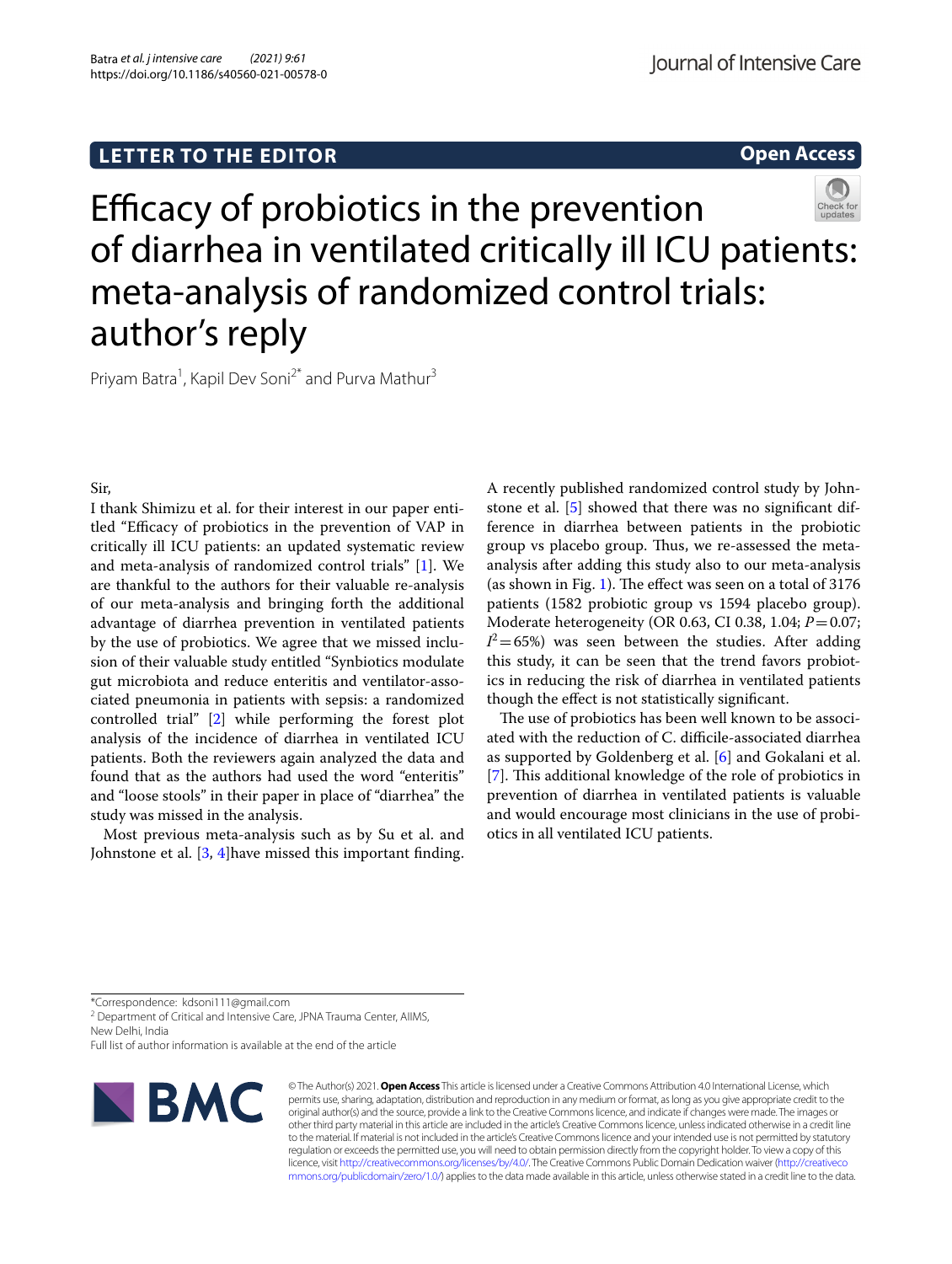LETTER TO THE EDITOR

Open Access

# Efficacy of probiotics in the prevention of diarrhea in ventilated critically ill ICU patients: meta-analysis of randomized control trials: author's reply

Priyam Batra[1], Kapil Dev Soni[2*] and Purva Mathur[3]

Sir,

I thank Shimizu et al. for their interest in our paper entitled "Efficacy of probiotics in the prevention of VAP in critically ill ICU patients: an updated systematic review and meta-analysis of randomized control trials" [1]. We are thankful to the authors for their valuable re-analysis of our meta-analysis and bringing forth the additional advantage of diarrhea prevention in ventilated patients by the use of probiotics. We agree that we missed inclusion of their valuable study entitled "Synbiotics modulate gut microbiota and reduce enteritis and ventilator-associated pneumonia in patients with sepsis: a randomized controlled trial" [2] while performing the forest plot analysis of the incidence of diarrhea in ventilated ICU patients. Both the reviewers again analyzed the data and found that as the authors had used the word "enteritis" and "loose stools" in their paper in place of "diarrhea" the study was missed in the analysis.

Most previous meta-analysis such as by Su et al. and Johnstone et al. [3, 4]have missed this important finding.

A recently published randomized control study by Johnstone et al. [5] showed that there was no significant difference in diarrhea between patients in the probiotic group vs placebo group. Thus, we re-assessed the meta-analysis after adding this study also to our meta-analysis (as shown in Fig. 1). The effect was seen on a total of 3176 patients (1582 probiotic group vs 1594 placebo group). Moderate heterogeneity (OR 0.63, CI 0.38, 1.04; $P = 0.07$; $I^2 = 65\%$) was seen between the studies. After adding this study, it can be seen that the trend favors probiotics in reducing the risk of diarrhea in ventilated patients though the effect is not statistically significant.

The use of probiotics has been well known to be associated with the reduction of C. difficile-associated diarrhea as supported by Goldenberg et al. [6] and Gokalani et al. [7]. This additional knowledge of the role of probiotics in prevention of diarrhea in ventilated patients is valuable and would encourage most clinicians in the use of probiotics in all ventilated ICU patients.

*Correspondence: kdsoni111@gmail.com

[2] Department of Critical and Intensive Care, JPNA Trauma Center, AIIMS, New Delhi, India

Full list of author information is available at the end of the article

© The Author(s) 2021. **Open Access** This article is licensed under a Creative Commons Attribution 4.0 International License, which permits use, sharing, adaptation, distribution and reproduction in any medium or format, as long as you give appropriate credit to the original author(s) and the source, provide a link to the Creative Commons licence, and indicate if changes were made. The images or other third party material in this article are included in the article's Creative Commons licence, unless indicated otherwise in a credit line to the material. If material is not included in the article's Creative Commons licence and your intended use is not permitted by statutory regulation or exceeds the permitted use, you will need to obtain permission directly from the copyright holder. To view a copy of this licence, visit http://creativecommons.org/licenses/by/4.0/. The Creative Commons Public Domain Dedication waiver (http://creativecommons.org/publicdomain/zero/1.0/) applies to the data made available in this article, unless otherwise stated in a credit line to the data.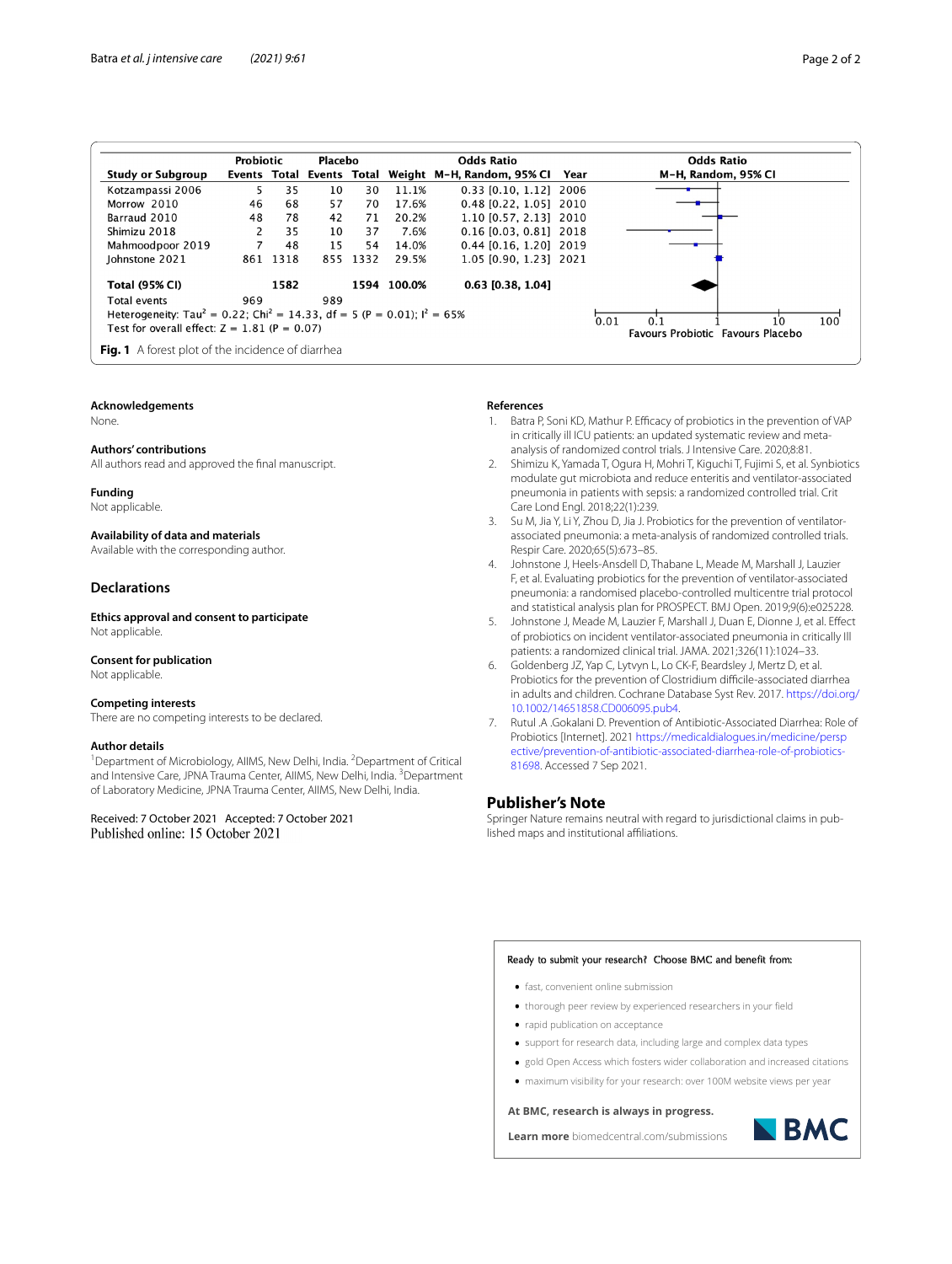| Study or Subgroup | Probiotic Events | Probiotic Total | Placebo Events | Placebo Total | Weight | Odds Ratio M-H, Random, 95% CI | Year |
| --- | --- | --- | --- | --- | --- | --- | --- |
| Kotzampassi 2006 | 5 | 35 | 10 | 30 | 11.1% | 0.33 [0.10, 1.12] | 2006 |
| Morrow 2010 | 46 | 68 | 57 | 70 | 17.6% | 0.48 [0.22, 1.05] | 2010 |
| Barraud 2010 | 48 | 78 | 42 | 71 | 20.2% | 1.10 [0.57, 2.13] | 2010 |
| Shimizu 2018 | 2 | 35 | 10 | 37 | 7.6% | 0.16 [0.03, 0.81] | 2018 |
| Mahmoodpoor 2019 | 7 | 48 | 15 | 54 | 14.0% | 0.44 [0.16, 1.20] | 2019 |
| Johnstone 2021 | 861 | 1318 | 855 | 1332 | 29.5% | 1.05 [0.90, 1.23] | 2021 |
| **Total (95% CI)** | | **1582** | | **1594** | **100.0%** | **0.63 [0.38, 1.04]** | |
| Total events | 969 | | 989 | | | | |

Heterogeneity: $Tau^2 = 0.22$; $Chi^2 = 14.33$, df = 5 (P = 0.01); $I^2 = 65\%$

Test for overall effect: Z = 1.81 (P = 0.07)

Odds Ratio
M-H, Random, 95% CI

0.01 0.1 1 10 100

Favours Probiotic Favours Placebo

**Fig. 1** A forest plot of the incidence of diarrhea

### Acknowledgements
None.

### Authors' contributions
All authors read and approved the final manuscript.

### Funding
Not applicable.

### Availability of data and materials
Available with the corresponding author.

## Declarations

### Ethics approval and consent to participate
Not applicable.

### Consent for publication
Not applicable.

### Competing interests
There are no competing interests to be declared.

### Author details
[1]Department of Microbiology, AIIMS, New Delhi, India. [2]Department of Critical and Intensive Care, JPNA Trauma Center, AIIMS, New Delhi, India. [3]Department of Laboratory Medicine, JPNA Trauma Center, AIIMS, New Delhi, India.

Received: 7 October 2021 Accepted: 7 October 2021
Published online: 15 October 2021

### References
1. Batra P, Soni KD, Mathur P. Efficacy of probiotics in the prevention of VAP in critically ill ICU patients: an updated systematic review and meta-analysis of randomized control trials. J Intensive Care. 2020;8:81.
2. Shimizu K, Yamada T, Ogura H, Mohri T, Kiguchi T, Fujimi S, et al. Synbiotics modulate gut microbiota and reduce enteritis and ventilator-associated pneumonia in patients with sepsis: a randomized controlled trial. Crit Care Lond Engl. 2018;22(1):239.
3. Su M, Jia Y, Li Y, Zhou D, Jia J. Probiotics for the prevention of ventilator-associated pneumonia: a meta-analysis of randomized controlled trials. Respir Care. 2020;65(5):673–85.
4. Johnstone J, Heels-Ansdell D, Thabane L, Meade M, Marshall J, Lauzier F, et al. Evaluating probiotics for the prevention of ventilator-associated pneumonia: a randomised placebo-controlled multicentre trial protocol and statistical analysis plan for PROSPECT. BMJ Open. 2019;9(6):e025228.
5. Johnstone J, Meade M, Lauzier F, Marshall J, Duan E, Dionne J, et al. Effect of probiotics on incident ventilator-associated pneumonia in critically Ill patients: a randomized clinical trial. JAMA. 2021;326(11):1024–33.
6. Goldenberg JZ, Yap C, Lytvyn L, Lo CK-F, Beardsley J, Mertz D, et al. Probiotics for the prevention of Clostridium difficile-associated diarrhea in adults and children. Cochrane Database Syst Rev. 2017. https://doi.org/10.1002/14651858.CD006095.pub4.
7. Rutul .A .Gokalani D. Prevention of Antibiotic-Associated Diarrhea: Role of Probiotics [Internet]. 2021 https://medicaldialogues.in/medicine/perspective/prevention-of-antibiotic-associated-diarrhea-role-of-probiotics-81698. Accessed 7 Sep 2021.

## Publisher's Note
Springer Nature remains neutral with regard to jurisdictional claims in published maps and institutional affiliations.

Ready to submit your research? Choose BMC and benefit from:

- fast, convenient online submission
- thorough peer review by experienced researchers in your field
- rapid publication on acceptance
- support for research data, including large and complex data types
- gold Open Access which fosters wider collaboration and increased citations
- maximum visibility for your research: over 100M website views per year

**At BMC, research is always in progress.**

**Learn more** biomedcentral.com/submissions